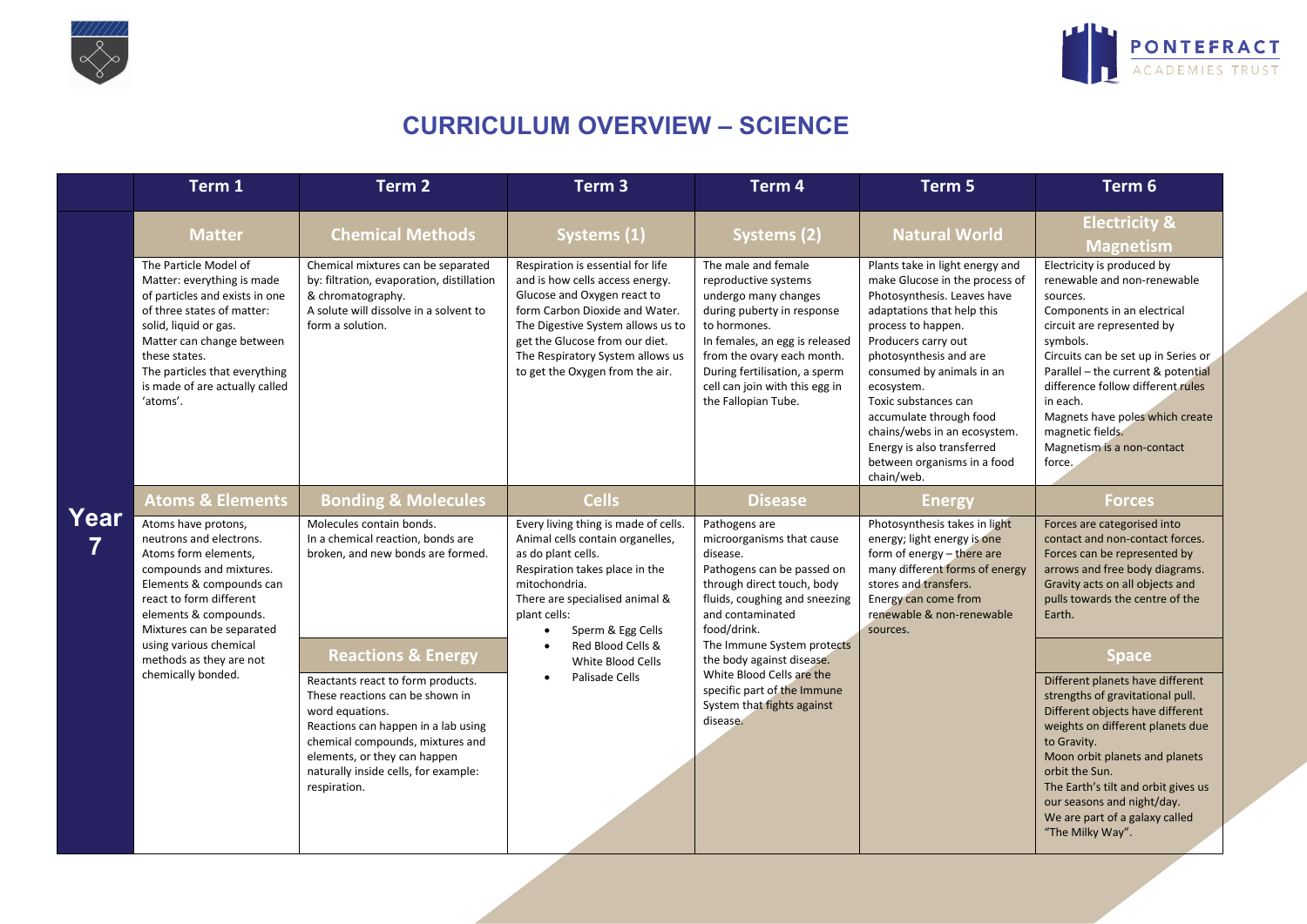# CURRICULUM OVERVIEW – SCIENCE

| | Term 1 | Term 2 | Term 3 | Term 4 | Term 5 | Term 6 |
|---|---|---|---|---|---|---|
| **Year 7** | **Matter** | **Chemical Methods** | **Systems (1)** | **Systems (2)** | **Natural World** | **Electricity & Magnetism** |
| | The Particle Model of Matter: everything is made of particles and exists in one of three states of matter: solid, liquid or gas. Matter can change between these states. The particles that everything is made of are actually called 'atoms'. | Chemical mixtures can be separated by: filtration, evaporation, distillation & chromatography. A solute will dissolve in a solvent to form a solution. | Respiration is essential for life and is how cells access energy. Glucose and Oxygen react to form Carbon Dioxide and Water. The Digestive System allows us to get the Glucose from our diet. The Respiratory System allows us to get the Oxygen from the air. | The male and female reproductive systems undergo many changes during puberty in response to hormones. In females, an egg is released from the ovary each month. During fertilisation, a sperm cell can join with this egg in the Fallopian Tube. | Plants take in light energy and make Glucose in the process of Photosynthesis. Leaves have adaptations that help this process to happen. Producers carry out photosynthesis and are consumed by animals in an ecosystem. Toxic substances can accumulate through food chains/webs in an ecosystem. Energy is also transferred between organisms in a food chain/web. | Electricity is produced by renewable and non-renewable sources. Components in an electrical circuit are represented by symbols. Circuits can be set up in Series or Parallel – the current & potential difference follow different rules in each. Magnets have poles which create magnetic fields. Magnetism is a non-contact force. |
| | **Atoms & Elements** | **Bonding & Molecules** | **Cells** | **Disease** | **Energy** | **Forces** |
| | Atoms have protons, neutrons and electrons. Atoms form elements, compounds and mixtures. Elements & compounds can react to form different elements & compounds. Mixtures can be separated using various chemical methods as they are not chemically bonded. | Molecules contain bonds. In a chemical reaction, bonds are broken, and new bonds are formed. | Every living thing is made of cells. Animal cells contain organelles, as do plant cells. Respiration takes place in the mitochondria. There are specialised animal & plant cells: <br>• Sperm & Egg Cells <br>• Red Blood Cells & White Blood Cells <br>• Palisade Cells | Pathogens are microorganisms that cause disease. Pathogens can be passed on through direct touch, body fluids, coughing and sneezing and contaminated food/drink. The Immune System protects the body against disease. White Blood Cells are the specific part of the Immune System that fights against disease. | Photosynthesis takes in light energy; light energy is one form of energy – there are many different forms of energy stores and transfers. Energy can come from renewable & non-renewable sources. | Forces are categorised into contact and non-contact forces. Forces can be represented by arrows and free body diagrams. Gravity acts on all objects and pulls towards the centre of the Earth. |
| | | **Reactions & Energy** | | | | **Space** |
| | | Reactants react to form products. These reactions can be shown in word equations. Reactions can happen in a lab using chemical compounds, mixtures and elements, or they can happen naturally inside cells, for example: respiration. | | | | Different planets have different strengths of gravitational pull. Different objects have different weights on different planets due to Gravity. Moon orbit planets and planets orbit the Sun. The Earth's tilt and orbit gives us our seasons and night/day. We are part of a galaxy called "The Milky Way". |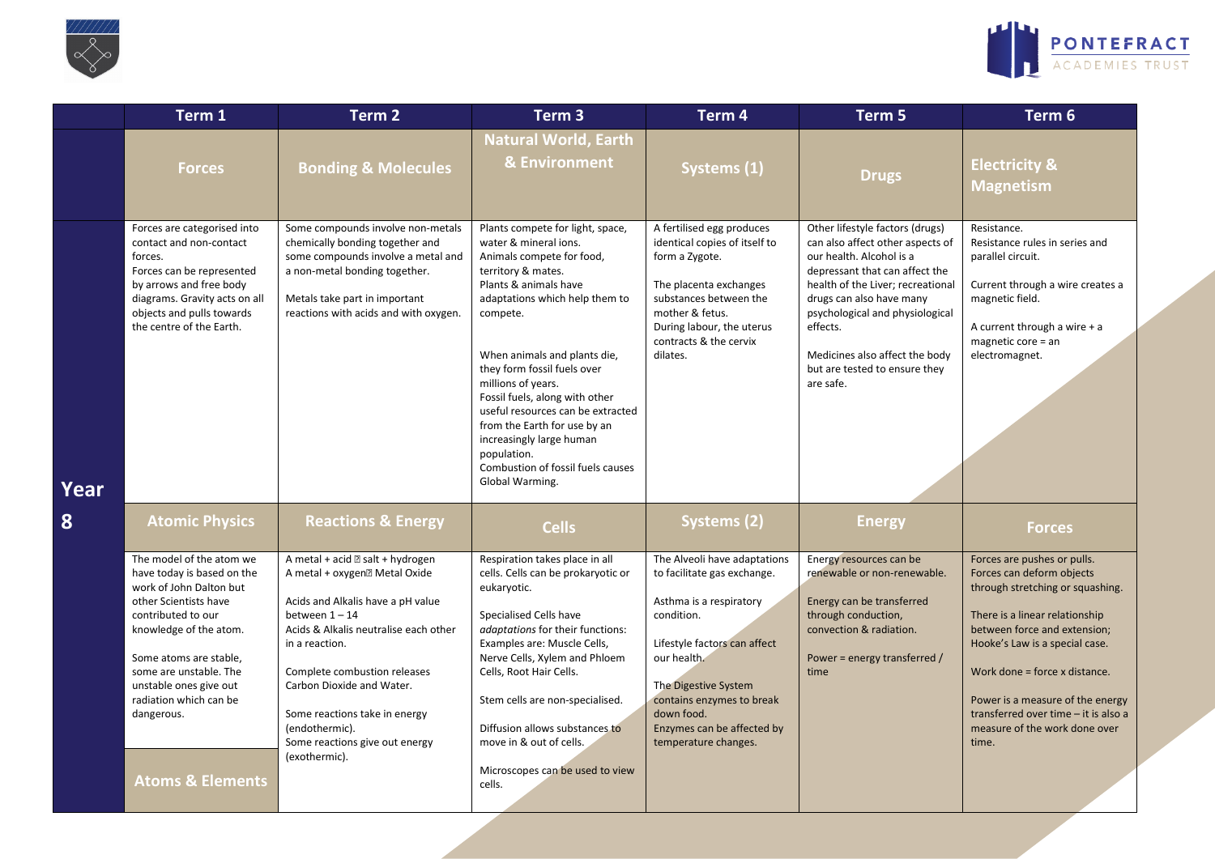| | Term 1 | Term 2 | Term 3 | Term 4 | Term 5 | Term 6 |
|---|---|---|---|---|---|---|
| | **Forces** | **Bonding & Molecules** | **Natural World, Earth & Environment** | **Systems (1)** | **Drugs** | **Electricity & Magnetism** |
| **Year 8** | Forces are categorised into contact and non-contact forces.<br>Forces can be represented by arrows and free body diagrams. Gravity acts on all objects and pulls towards the centre of the Earth. | Some compounds involve non-metals chemically bonding together and some compounds involve a metal and a non-metal bonding together.<br><br>Metals take part in important reactions with acids and with oxygen. | Plants compete for light, space, water & mineral ions.<br>Animals compete for food, territory & mates.<br>Plants & animals have adaptations which help them to compete.<br><br>When animals and plants die, they form fossil fuels over millions of years.<br>Fossil fuels, along with other useful resources can be extracted from the Earth for use by an increasingly large human population.<br>Combustion of fossil fuels causes Global Warming. | A fertilised egg produces identical copies of itself to form a Zygote.<br><br>The placenta exchanges substances between the mother & fetus.<br>During labour, the uterus contracts & the cervix dilates. | Other lifestyle factors (drugs) can also affect other aspects of our health. Alcohol is a depressant that can affect the health of the Liver; recreational drugs can also have many psychological and physiological effects.<br><br>Medicines also affect the body but are tested to ensure they are safe. | Resistance.<br>Resistance rules in series and parallel circuit.<br><br>Current through a wire creates a magnetic field.<br><br>A current through a wire + a magnetic core = an electromagnet. |
| | **Atomic Physics** | **Reactions & Energy** | **Cells** | **Systems (2)** | **Energy** | **Forces** |
| | The model of the atom we have today is based on the work of John Dalton but other Scientists have contributed to our knowledge of the atom.<br><br>Some atoms are stable, some are unstable. The unstable ones give out radiation which can be dangerous.<br><br>**Atoms & Elements** | A metal + acid → salt + hydrogen<br>A metal + oxygen→ Metal Oxide<br><br>Acids and Alkalis have a pH value between 1 – 14<br>Acids & Alkalis neutralise each other in a reaction.<br><br>Complete combustion releases Carbon Dioxide and Water.<br><br>Some reactions take in energy (endothermic).<br>Some reactions give out energy (exothermic). | Respiration takes place in all cells. Cells can be prokaryotic or eukaryotic.<br><br>Specialised Cells have *adaptations* for their functions: Examples are: Muscle Cells, Nerve Cells, Xylem and Phloem Cells, Root Hair Cells.<br><br>Stem cells are non-specialised.<br><br>Diffusion allows substances to move in & out of cells.<br><br>Microscopes can be used to view cells. | The Alveoli have adaptations to facilitate gas exchange.<br><br>Asthma is a respiratory condition.<br><br>Lifestyle factors can affect our health.<br><br>The Digestive System contains enzymes to break down food.<br>Enzymes can be affected by temperature changes. | Energy resources can be renewable or non-renewable.<br><br>Energy can be transferred through conduction, convection & radiation.<br><br>Power = energy transferred / time | Forces are pushes or pulls.<br>Forces can deform objects through stretching or squashing.<br><br>There is a linear relationship between force and extension; Hooke's Law is a special case.<br><br>Work done = force x distance.<br><br>Power is a measure of the energy transferred over time – it is also a measure of the work done over time. |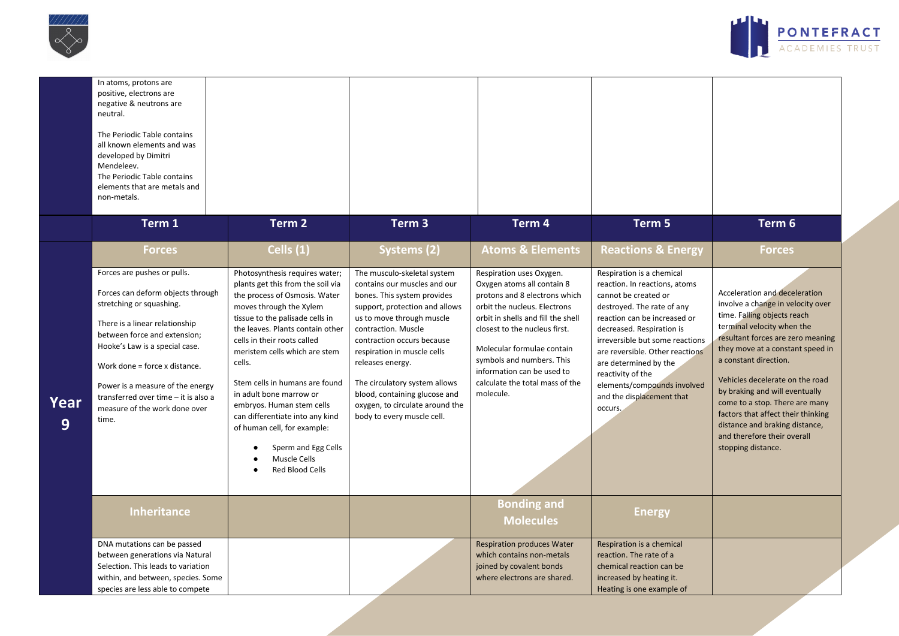| | | | | | | |
|---|---|---|---|---|---|---|
| | In atoms, protons are positive, electrons are negative & neutrons are neutral.<br><br>The Periodic Table contains all known elements and was developed by Dimitri Mendeleev.<br>The Periodic Table contains elements that are metals and non-metals. | | | | | |
| | **Term 1** | **Term 2** | **Term 3** | **Term 4** | **Term 5** | **Term 6** |
| **Year 9** | **Forces** | **Cells (1)** | **Systems (2)** | **Atoms & Elements** | **Reactions & Energy** | **Forces** |
| | Forces are pushes or pulls.<br><br>Forces can deform objects through stretching or squashing.<br><br>There is a linear relationship between force and extension; Hooke's Law is a special case.<br><br>Work done = force x distance.<br><br>Power is a measure of the energy transferred over time – it is also a measure of the work done over time. | Photosynthesis requires water; plants get this from the soil via the process of Osmosis. Water moves through the Xylem tissue to the palisade cells in the leaves. Plants contain other cells in their roots called meristem cells which are stem cells.<br><br>Stem cells in humans are found in adult bone marrow or embryos. Human stem cells can differentiate into any kind of human cell, for example:<br>• Sperm and Egg Cells<br>• Muscle Cells<br>• Red Blood Cells | The musculo-skeletal system contains our muscles and our bones. This system provides support, protection and allows us to move through muscle contraction. Muscle contraction occurs because respiration in muscle cells releases energy.<br><br>The circulatory system allows blood, containing glucose and oxygen, to circulate around the body to every muscle cell. | Respiration uses Oxygen. Oxygen atoms all contain 8 protons and 8 electrons which orbit the nucleus. Electrons orbit in shells and fill the shell closest to the nucleus first.<br><br>Molecular formulae contain symbols and numbers. This information can be used to calculate the total mass of the molecule. | Respiration is a chemical reaction. In reactions, atoms cannot be created or destroyed. The rate of any reaction can be increased or decreased. Respiration is irreversible but some reactions are reversible. Other reactions are determined by the reactivity of the elements/compounds involved and the displacement that occurs. | Acceleration and deceleration involve a change in velocity over time. Falling objects reach terminal velocity when the resultant forces are zero meaning they move at a constant speed in a constant direction.<br><br>Vehicles decelerate on the road by braking and will eventually come to a stop. There are many factors that affect their thinking distance and braking distance, and therefore their overall stopping distance. |
| | **Inheritance** | | | **Bonding and Molecules** | **Energy** | |
| | DNA mutations can be passed between generations via Natural Selection. This leads to variation within, and between, species. Some species are less able to compete | | | Respiration produces Water which contains non-metals joined by covalent bonds where electrons are shared. | Respiration is a chemical reaction. The rate of a chemical reaction can be increased by heating it. Heating is one example of | |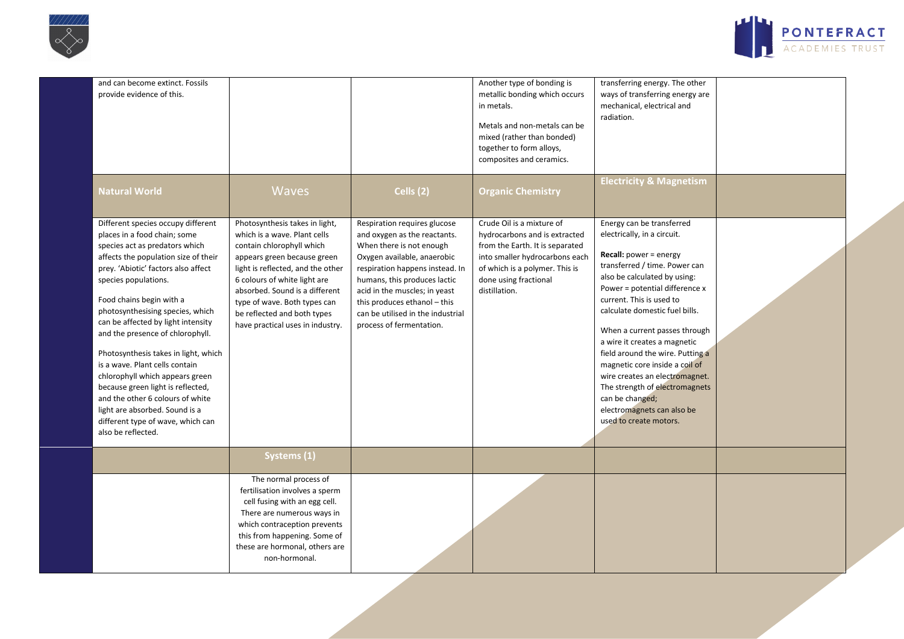| | | | | | | |
|---|---|---|---|---|---|---|
| | and can become extinct. Fossils provide evidence of this. | | | Another type of bonding is metallic bonding which occurs in metals.<br><br>Metals and non-metals can be mixed (rather than bonded) together to form alloys, composites and ceramics. | transferring energy. The other ways of transferring energy are mechanical, electrical and radiation. | |
| | **Natural World** | **Waves** | **Cells (2)** | **Organic Chemistry** | **Electricity & Magnetism** | |
| | Different species occupy different places in a food chain; some species act as predators which affects the population size of their prey. 'Abiotic' factors also affect species populations.<br><br>Food chains begin with a photosynthesising species, which can be affected by light intensity and the presence of chlorophyll.<br><br>Photosynthesis takes in light, which is a wave. Plant cells contain chlorophyll which appears green because green light is reflected, and the other 6 colours of white light are absorbed. Sound is a different type of wave, which can also be reflected. | Photosynthesis takes in light, which is a wave. Plant cells contain chlorophyll which appears green because green light is reflected, and the other 6 colours of white light are absorbed. Sound is a different type of wave. Both types can be reflected and both types have practical uses in industry. | Respiration requires glucose and oxygen as the reactants. When there is not enough Oxygen available, anaerobic respiration happens instead. In humans, this produces lactic acid in the muscles; in yeast this produces ethanol – this can be utilised in the industrial process of fermentation. | Crude Oil is a mixture of hydrocarbons and is extracted from the Earth. It is separated into smaller hydrocarbons each of which is a polymer. This is done using fractional distillation. | Energy can be transferred electrically, in a circuit.<br><br>**Recall:** power = energy transferred / time. Power can also be calculated by using: Power = potential difference x current. This is used to calculate domestic fuel bills.<br><br>When a current passes through a wire it creates a magnetic field around the wire. Putting a magnetic core inside a coil of wire creates an electromagnet. The strength of electromagnets can be changed; electromagnets can also be used to create motors. | |
| | | **Systems (1)** | | | | |
| | | The normal process of fertilisation involves a sperm cell fusing with an egg cell. There are numerous ways in which contraception prevents this from happening. Some of these are hormonal, others are non-hormonal. | | | | |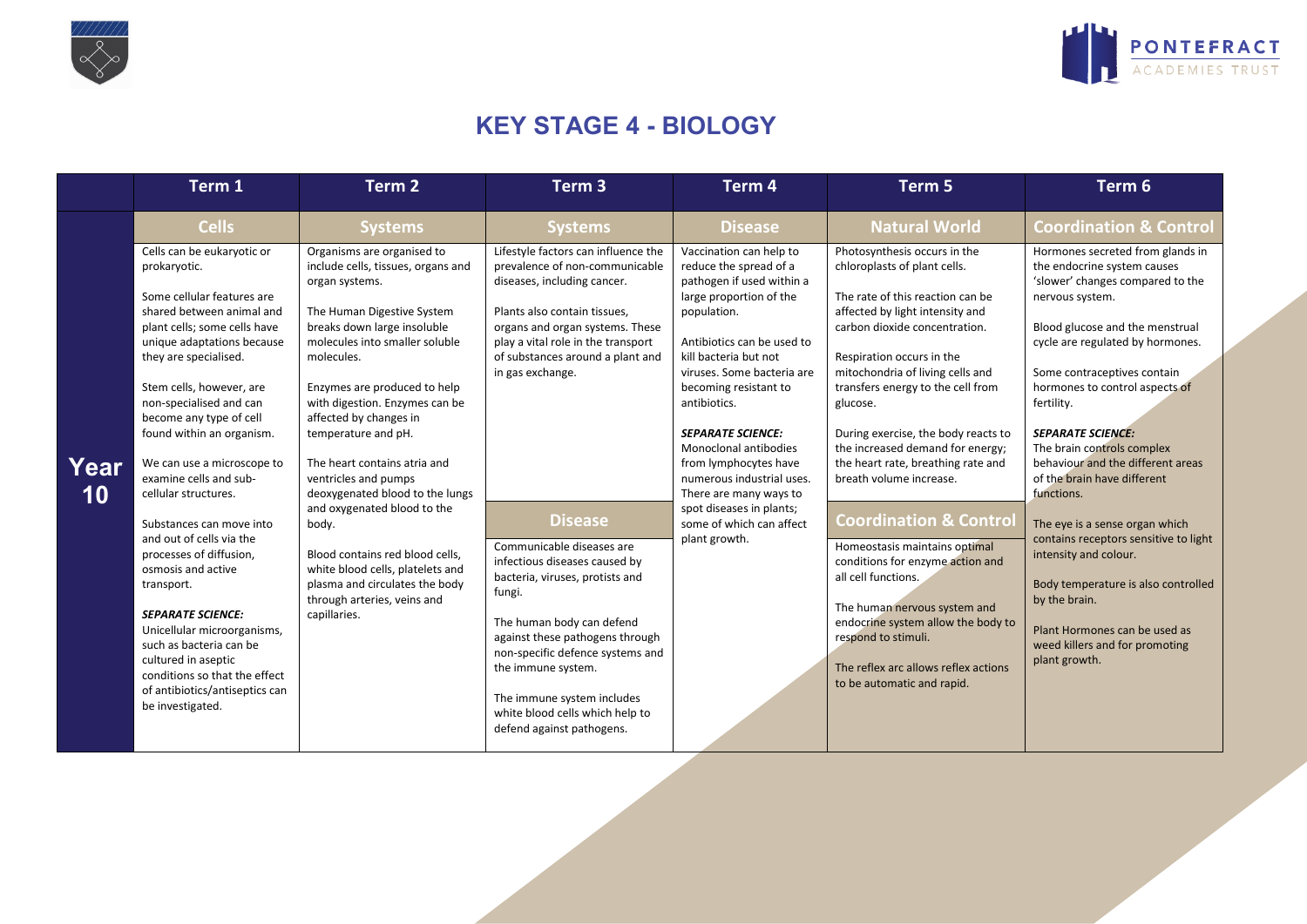# KEY STAGE 4 - BIOLOGY

| | Term 1 | Term 2 | Term 3 | Term 4 | Term 5 | Term 6 |
|---|---|---|---|---|---|---|
| **Year 10** | **Cells** | **Systems** | **Systems** | **Disease** | **Natural World** | **Coordination & Control** |
| | Cells can be eukaryotic or prokaryotic.<br><br>Some cellular features are shared between animal and plant cells; some cells have unique adaptations because they are specialised.<br><br>Stem cells, however, are non-specialised and can become any type of cell found within an organism.<br><br>We can use a microscope to examine cells and sub-cellular structures.<br><br>Substances can move into and out of cells via the processes of diffusion, osmosis and active transport.<br><br>***SEPARATE SCIENCE:***<br>Unicellular microorganisms, such as bacteria can be cultured in aseptic conditions so that the effect of antibiotics/antiseptics can be investigated. | Organisms are organised to include cells, tissues, organs and organ systems.<br><br>The Human Digestive System breaks down large insoluble molecules into smaller soluble molecules.<br><br>Enzymes are produced to help with digestion. Enzymes can be affected by changes in temperature and pH.<br><br>The heart contains atria and ventricles and pumps deoxygenated blood to the lungs and oxygenated blood to the body.<br><br>Blood contains red blood cells, white blood cells, platelets and plasma and circulates the body through arteries, veins and capillaries. | Lifestyle factors can influence the prevalence of non-communicable diseases, including cancer.<br><br>Plants also contain tissues, organs and organ systems. These play a vital role in the transport of substances around a plant and in gas exchange.<br><br>**Disease**<br><br>Communicable diseases are infectious diseases caused by bacteria, viruses, protists and fungi.<br><br>The human body can defend against these pathogens through non-specific defence systems and the immune system.<br><br>The immune system includes white blood cells which help to defend against pathogens. | Vaccination can help to reduce the spread of a pathogen if used within a large proportion of the population.<br><br>Antibiotics can be used to kill bacteria but not viruses. Some bacteria are becoming resistant to antibiotics.<br><br>***SEPARATE SCIENCE:***<br>Monoclonal antibodies from lymphocytes have numerous industrial uses. There are many ways to spot diseases in plants; some of which can affect plant growth. | Photosynthesis occurs in the chloroplasts of plant cells.<br><br>The rate of this reaction can be affected by light intensity and carbon dioxide concentration.<br><br>Respiration occurs in the mitochondria of living cells and transfers energy to the cell from glucose.<br><br>During exercise, the body reacts to the increased demand for energy; the heart rate, breathing rate and breath volume increase.<br><br>**Coordination & Control**<br><br>Homeostasis maintains optimal conditions for enzyme action and all cell functions.<br><br>The human nervous system and endocrine system allow the body to respond to stimuli.<br><br>The reflex arc allows reflex actions to be automatic and rapid. | Hormones secreted from glands in the endocrine system causes 'slower' changes compared to the nervous system.<br><br>Blood glucose and the menstrual cycle are regulated by hormones.<br><br>Some contraceptives contain hormones to control aspects of fertility.<br><br>***SEPARATE SCIENCE:***<br>The brain controls complex behaviour and the different areas of the brain have different functions.<br><br>The eye is a sense organ which contains receptors sensitive to light intensity and colour.<br><br>Body temperature is also controlled by the brain.<br><br>Plant Hormones can be used as weed killers and for promoting plant growth. |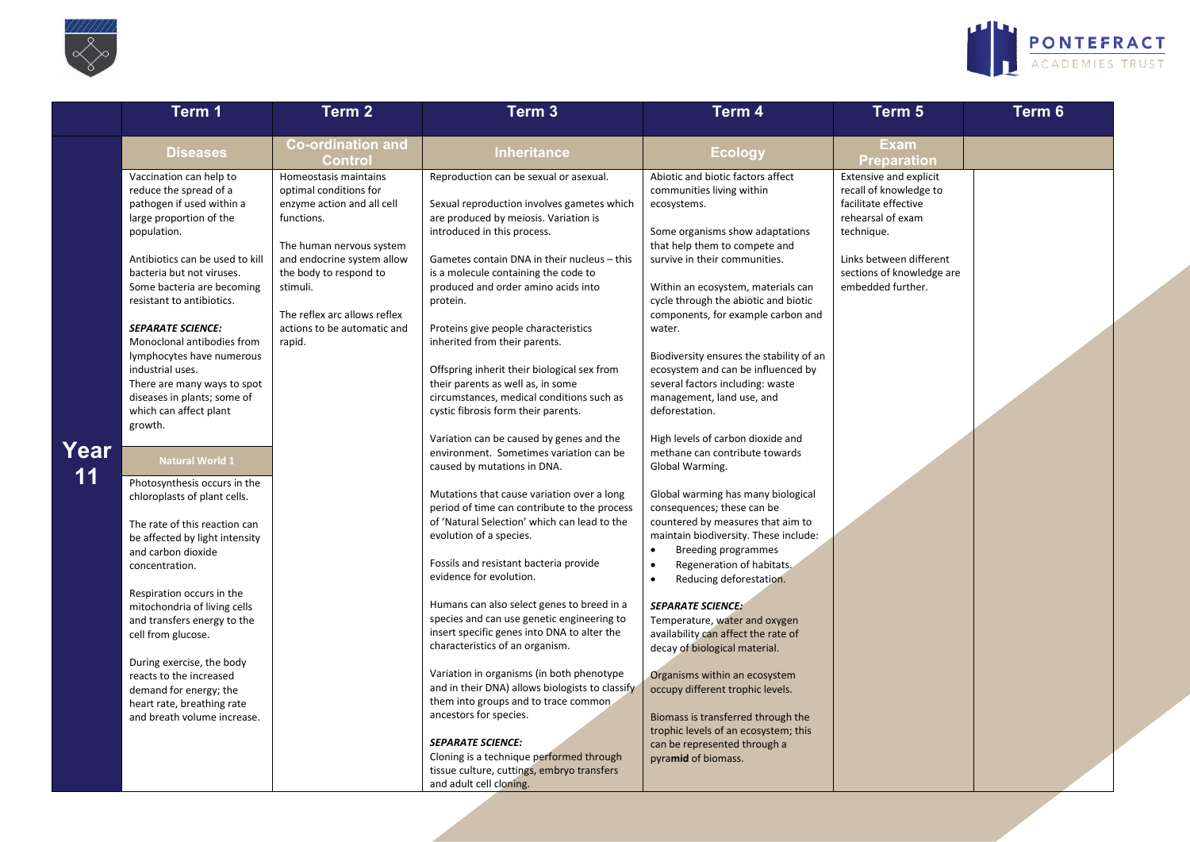| | Term 1 | Term 2 | Term 3 | Term 4 | Term 5 | Term 6 |
|---|---|---|---|---|---|---|
| **Year 11** | **Diseases** | **Co-ordination and Control** | **Inheritance** | **Ecology** | **Exam Preparation** | |
| | Vaccination can help to reduce the spread of a pathogen if used within a large proportion of the population.<br><br>Antibiotics can be used to kill bacteria but not viruses. Some bacteria are becoming resistant to antibiotics.<br><br>***SEPARATE SCIENCE:***<br>Monoclonal antibodies from lymphocytes have numerous industrial uses.<br>There are many ways to spot diseases in plants; some of which can affect plant growth.<br><br>**Natural World 1**<br><br>Photosynthesis occurs in the chloroplasts of plant cells.<br><br>The rate of this reaction can be affected by light intensity and carbon dioxide concentration.<br><br>Respiration occurs in the mitochondria of living cells and transfers energy to the cell from glucose.<br><br>During exercise, the body reacts to the increased demand for energy; the heart rate, breathing rate and breath volume increase. | Homeostasis maintains optimal conditions for enzyme action and all cell functions.<br><br>The human nervous system and endocrine system allow the body to respond to stimuli.<br><br>The reflex arc allows reflex actions to be automatic and rapid. | Reproduction can be sexual or asexual.<br><br>Sexual reproduction involves gametes which are produced by meiosis. Variation is introduced in this process.<br><br>Gametes contain DNA in their nucleus – this is a molecule containing the code to produced and order amino acids into protein.<br><br>Proteins give people characteristics inherited from their parents.<br><br>Offspring inherit their biological sex from their parents as well as, in some circumstances, medical conditions such as cystic fibrosis form their parents.<br><br>Variation can be caused by genes and the environment. Sometimes variation can be caused by mutations in DNA.<br><br>Mutations that cause variation over a long period of time can contribute to the process of 'Natural Selection' which can lead to the evolution of a species.<br><br>Fossils and resistant bacteria provide evidence for evolution.<br><br>Humans can also select genes to breed in a species and can use genetic engineering to insert specific genes into DNA to alter the characteristics of an organism.<br><br>Variation in organisms (in both phenotype and in their DNA) allows biologists to classify them into groups and to trace common ancestors for species.<br><br>***SEPARATE SCIENCE:***<br>Cloning is a technique performed through tissue culture, cuttings, embryo transfers and adult cell cloning. | Abiotic and biotic factors affect communities living within ecosystems.<br><br>Some organisms show adaptations that help them to compete and survive in their communities.<br><br>Within an ecosystem, materials can cycle through the abiotic and biotic components, for example carbon and water.<br><br>Biodiversity ensures the stability of an ecosystem and can be influenced by several factors including: waste management, land use, and deforestation.<br><br>High levels of carbon dioxide and methane can contribute towards Global Warming.<br><br>Global warming has many biological consequences; these can be countered by measures that aim to maintain biodiversity. These include:<br>• Breeding programmes<br>• Regeneration of habitats.<br>• Reducing deforestation.<br><br>***SEPARATE SCIENCE:***<br>Temperature, water and oxygen availability can affect the rate of decay of biological material.<br><br>Organisms within an ecosystem occupy different trophic levels.<br><br>Biomass is transferred through the trophic levels of an ecosystem; this can be represented through a pyramid of biomass. | Extensive and explicit recall of knowledge to facilitate effective rehearsal of exam technique.<br><br>Links between different sections of knowledge are embedded further. | |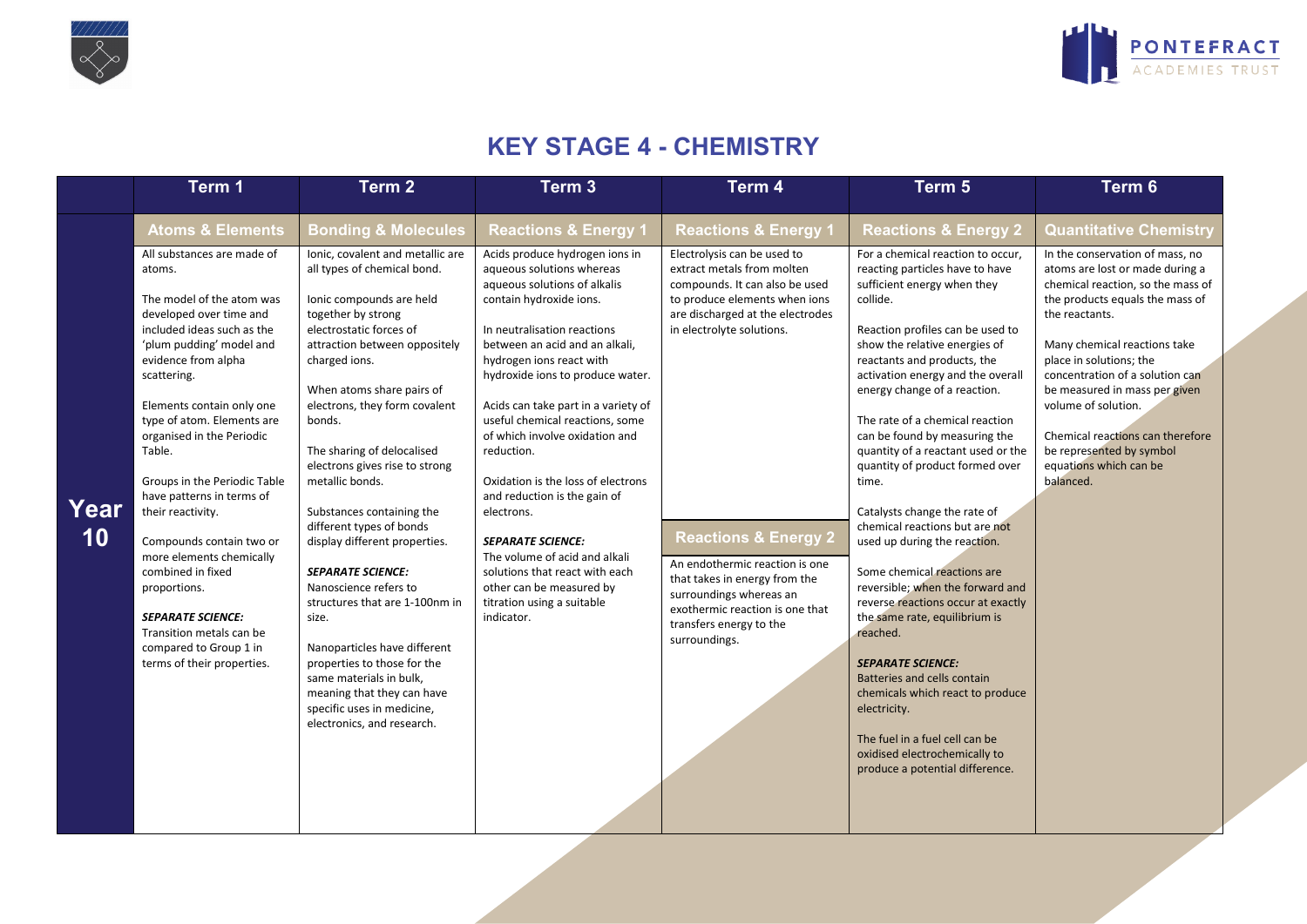# KEY STAGE 4 - CHEMISTRY

| | Term 1 | Term 2 | Term 3 | Term 4 | Term 5 | Term 6 |
|---|---|---|---|---|---|---|
| **Year 10** | **Atoms & Elements** | **Bonding & Molecules** | **Reactions & Energy 1** | **Reactions & Energy 1** | **Reactions & Energy 2** | **Quantitative Chemistry** |
| | All substances are made of atoms.<br><br>The model of the atom was developed over time and included ideas such as the 'plum pudding' model and evidence from alpha scattering.<br><br>Elements contain only one type of atom. Elements are organised in the Periodic Table.<br><br>Groups in the Periodic Table have patterns in terms of their reactivity.<br><br>Compounds contain two or more elements chemically combined in fixed proportions.<br><br>***SEPARATE SCIENCE:***<br>Transition metals can be compared to Group 1 in terms of their properties. | Ionic, covalent and metallic are all types of chemical bond.<br><br>Ionic compounds are held together by strong electrostatic forces of attraction between oppositely charged ions.<br><br>When atoms share pairs of electrons, they form covalent bonds.<br><br>The sharing of delocalised electrons gives rise to strong metallic bonds.<br><br>Substances containing the different types of bonds display different properties.<br><br>***SEPARATE SCIENCE:***<br>Nanoscience refers to structures that are 1-100nm in size.<br><br>Nanoparticles have different properties to those for the same materials in bulk, meaning that they can have specific uses in medicine, electronics, and research. | Acids produce hydrogen ions in aqueous solutions whereas aqueous solutions of alkalis contain hydroxide ions.<br><br>In neutralisation reactions between an acid and an alkali, hydrogen ions react with hydroxide ions to produce water.<br><br>Acids can take part in a variety of useful chemical reactions, some of which involve oxidation and reduction.<br><br>Oxidation is the loss of electrons and reduction is the gain of electrons.<br><br>***SEPARATE SCIENCE:***<br>The volume of acid and alkali solutions that react with each other can be measured by titration using a suitable indicator. | Electrolysis can be used to extract metals from molten compounds. It can also be used to produce elements when ions are discharged at the electrodes in electrolyte solutions.<br><br>**Reactions & Energy 2**<br><br>An endothermic reaction is one that takes in energy from the surroundings whereas an exothermic reaction is one that transfers energy to the surroundings. | For a chemical reaction to occur, reacting particles have to have sufficient energy when they collide.<br><br>Reaction profiles can be used to show the relative energies of reactants and products, the activation energy and the overall energy change of a reaction.<br><br>The rate of a chemical reaction can be found by measuring the quantity of a reactant used or the quantity of product formed over time.<br><br>Catalysts change the rate of chemical reactions but are not used up during the reaction.<br><br>Some chemical reactions are reversible; when the forward and reverse reactions occur at exactly the same rate, equilibrium is reached.<br><br>***SEPARATE SCIENCE:***<br>Batteries and cells contain chemicals which react to produce electricity.<br><br>The fuel in a fuel cell can be oxidised electrochemically to produce a potential difference. | In the conservation of mass, no atoms are lost or made during a chemical reaction, so the mass of the products equals the mass of the reactants.<br><br>Many chemical reactions take place in solutions; the concentration of a solution can be measured in mass per given volume of solution.<br><br>Chemical reactions can therefore be represented by symbol equations which can be balanced. |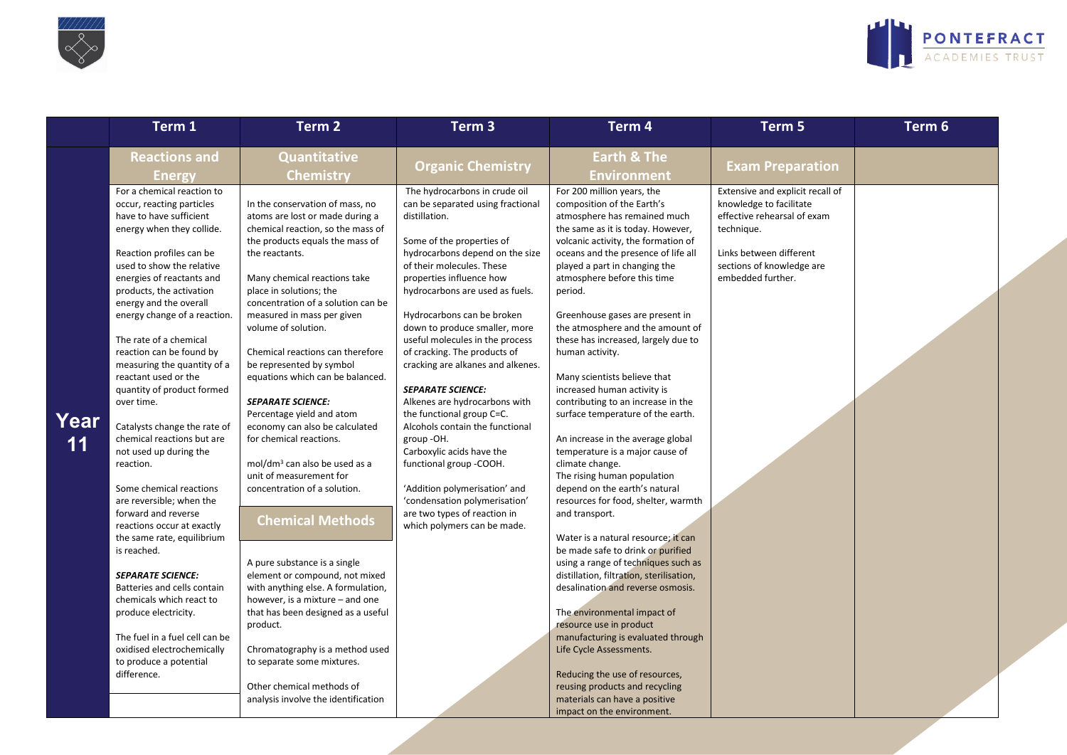| | Term 1 | Term 2 | Term 3 | Term 4 | Term 5 | Term 6 |
|---|---|---|---|---|---|---|
| **Year 11** | **Reactions and Energy**<br><br>For a chemical reaction to occur, reacting particles have to have sufficient energy when they collide.<br><br>Reaction profiles can be used to show the relative energies of reactants and products, the activation energy and the overall energy change of a reaction.<br><br>The rate of a chemical reaction can be found by measuring the quantity of a reactant used or the quantity of product formed over time.<br><br>Catalysts change the rate of chemical reactions but are not used up during the reaction.<br><br>Some chemical reactions are reversible; when the forward and reverse reactions occur at exactly the same rate, equilibrium is reached.<br><br>***SEPARATE SCIENCE:***<br>Batteries and cells contain chemicals which react to produce electricity.<br><br>The fuel in a fuel cell can be oxidised electrochemically to produce a potential difference. | **Quantitative Chemistry**<br><br>In the conservation of mass, no atoms are lost or made during a chemical reaction, so the mass of the products equals the mass of the reactants.<br><br>Many chemical reactions take place in solutions; the concentration of a solution can be measured in mass per given volume of solution.<br><br>Chemical reactions can therefore be represented by symbol equations which can be balanced.<br><br>***SEPARATE SCIENCE:***<br>Percentage yield and atom economy can also be calculated for chemical reactions.<br><br>mol/dm³ can also be used as a unit of measurement for concentration of a solution.<br><br>**Chemical Methods**<br><br>A pure substance is a single element or compound, not mixed with anything else. A formulation, however, is a mixture – and one that has been designed as a useful product.<br><br>Chromatography is a method used to separate some mixtures.<br><br>Other chemical methods of analysis involve the identification | **Organic Chemistry**<br><br>The hydrocarbons in crude oil can be separated using fractional distillation.<br><br>Some of the properties of hydrocarbons depend on the size of their molecules. These properties influence how hydrocarbons are used as fuels.<br><br>Hydrocarbons can be broken down to produce smaller, more useful molecules in the process of cracking. The products of cracking are alkanes and alkenes.<br><br>***SEPARATE SCIENCE:***<br>Alkenes are hydrocarbons with the functional group C=C.<br>Alcohols contain the functional group -OH.<br>Carboxylic acids have the functional group -COOH.<br><br>'Addition polymerisation' and 'condensation polymerisation' are two types of reaction in which polymers can be made. | **Earth & The Environment**<br><br>For 200 million years, the composition of the Earth's atmosphere has remained much the same as it is today. However, volcanic activity, the formation of oceans and the presence of life all played a part in changing the atmosphere before this time period.<br><br>Greenhouse gases are present in the atmosphere and the amount of these has increased, largely due to human activity.<br><br>Many scientists believe that increased human activity is contributing to an increase in the surface temperature of the earth.<br><br>An increase in the average global temperature is a major cause of climate change.<br>The rising human population depend on the earth's natural resources for food, shelter, warmth and transport.<br><br>Water is a natural resource; it can be made safe to drink or purified using a range of techniques such as distillation, filtration, sterilisation, desalination and reverse osmosis.<br><br>The environmental impact of resource use in product manufacturing is evaluated through Life Cycle Assessments.<br><br>Reducing the use of resources, reusing products and recycling materials can have a positive impact on the environment. | **Exam Preparation**<br><br>Extensive and explicit recall of knowledge to facilitate effective rehearsal of exam technique.<br><br>Links between different sections of knowledge are embedded further. | |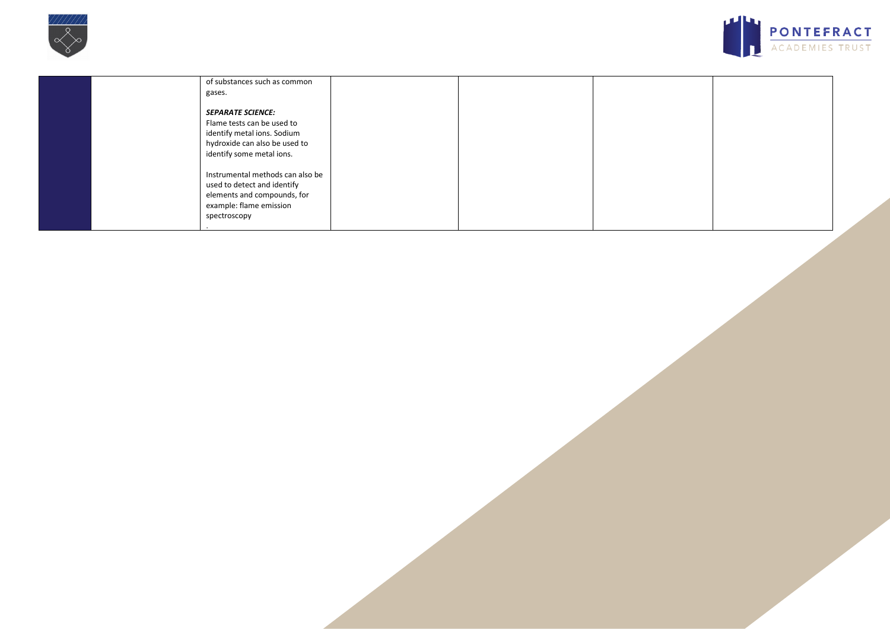|  |  |  |  |  |  |  |
|---|---|---|---|---|---|---|
|  |  | of substances such as common gases.<br><br>***SEPARATE SCIENCE:***<br>Flame tests can be used to identify metal ions. Sodium hydroxide can also be used to identify some metal ions.<br><br>Instrumental methods can also be used to detect and identify elements and compounds, for example: flame emission spectroscopy<br>. |  |  |  |  |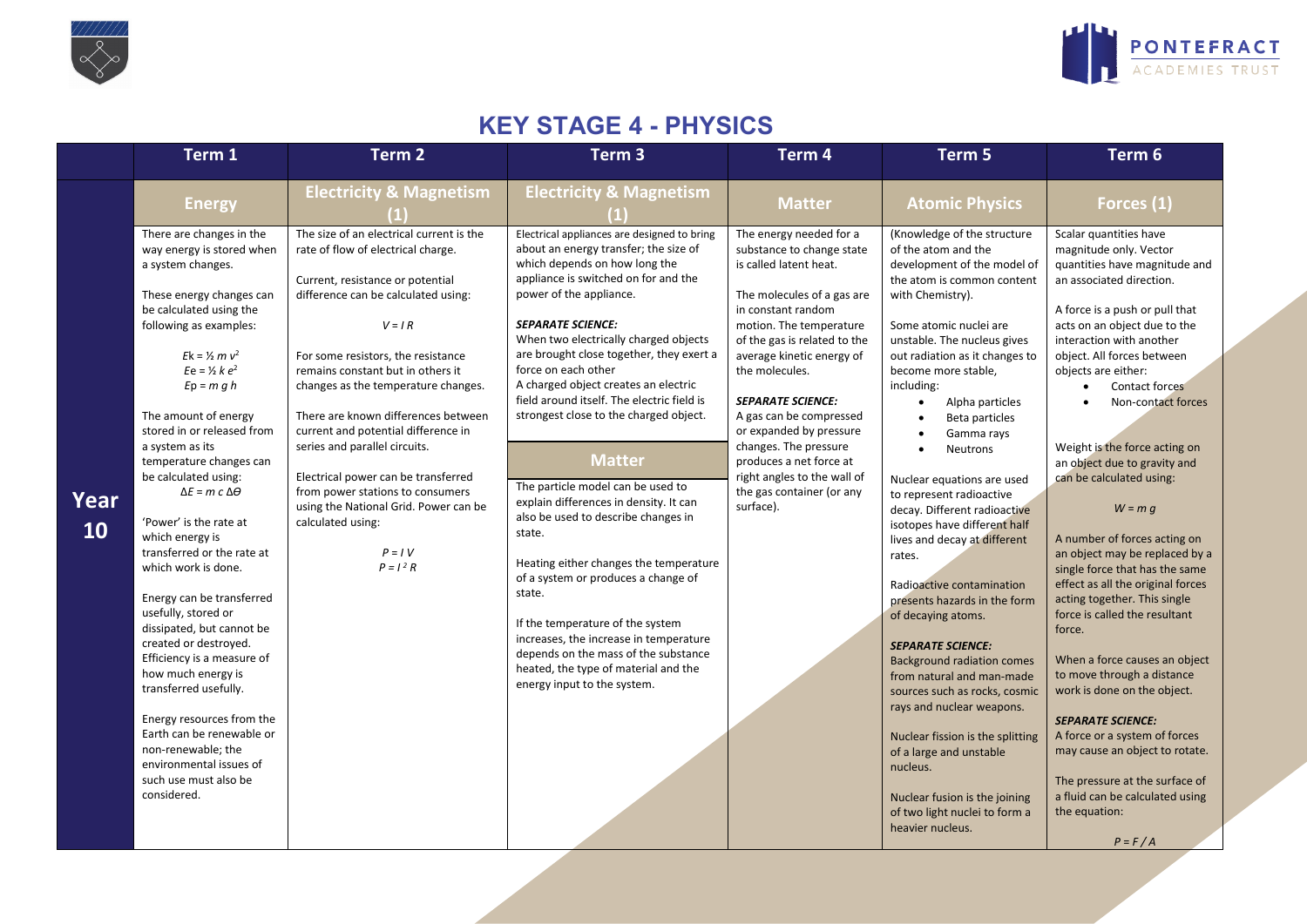# KEY STAGE 4 - PHYSICS

| | Term 1 | Term 2 | Term 3 | Term 4 | Term 5 | Term 6 |
|---|---|---|---|---|---|---|
| **Year 10** | **Energy** | **Electricity & Magnetism (1)** | **Electricity & Magnetism (1)** | **Matter** | **Atomic Physics** | **Forces (1)** |
| | There are changes in the way energy is stored when a system changes.<br><br>These energy changes can be calculated using the following as examples:<br><br>$E_k = \frac{1}{2} m v^2$<br>$E_e = \frac{1}{2} k e^2$<br>$E_p = m g h$<br><br>The amount of energy stored in or released from a system as its temperature changes can be calculated using:<br>$\Delta E = m c \Delta\theta$<br><br>'Power' is the rate at which energy is transferred or the rate at which work is done.<br><br>Energy can be transferred usefully, stored or dissipated, but cannot be created or destroyed. Efficiency is a measure of how much energy is transferred usefully.<br><br>Energy resources from the Earth can be renewable or non-renewable; the environmental issues of such use must also be considered. | The size of an electrical current is the rate of flow of electrical charge.<br><br>Current, resistance or potential difference can be calculated using:<br><br>$V = I R$<br><br>For some resistors, the resistance remains constant but in others it changes as the temperature changes.<br><br>There are known differences between current and potential difference in series and parallel circuits.<br><br>Electrical power can be transferred from power stations to consumers using the National Grid. Power can be calculated using:<br><br>$P = I V$<br>$P = I^2 R$ | Electrical appliances are designed to bring about an energy transfer; the size of which depends on how long the appliance is switched on for and the power of the appliance.<br><br>***SEPARATE SCIENCE:***<br>When two electrically charged objects are brought close together, they exert a force on each other<br>A charged object creates an electric field around itself. The electric field is strongest close to the charged object.<br><br>**Matter**<br><br>The particle model can be used to explain differences in density. It can also be used to describe changes in state.<br><br>Heating either changes the temperature of a system or produces a change of state.<br><br>If the temperature of the system increases, the increase in temperature depends on the mass of the substance heated, the type of material and the energy input to the system. | The energy needed for a substance to change state is called latent heat.<br><br>The molecules of a gas are in constant random motion. The temperature of the gas is related to the average kinetic energy of the molecules.<br><br>***SEPARATE SCIENCE:***<br>A gas can be compressed or expanded by pressure changes. The pressure produces a net force at right angles to the wall of the gas container (or any surface). | (Knowledge of the structure of the atom and the development of the model of the atom is common content with Chemistry).<br><br>Some atomic nuclei are unstable. The nucleus gives out radiation as it changes to become more stable, including:<br>• Alpha particles<br>• Beta particles<br>• Gamma rays<br>• Neutrons<br><br>Nuclear equations are used to represent radioactive decay. Different radioactive isotopes have different half lives and decay at different rates.<br><br>Radioactive contamination presents hazards in the form of decaying atoms.<br><br>***SEPARATE SCIENCE:***<br>Background radiation comes from natural and man-made sources such as rocks, cosmic rays and nuclear weapons.<br><br>Nuclear fission is the splitting of a large and unstable nucleus.<br><br>Nuclear fusion is the joining of two light nuclei to form a heavier nucleus. | Scalar quantities have magnitude only. Vector quantities have magnitude and an associated direction.<br><br>A force is a push or pull that acts on an object due to the interaction with another object. All forces between objects are either:<br>• Contact forces<br>• Non-contact forces<br><br>Weight is the force acting on an object due to gravity and can be calculated using:<br><br>$W = m g$<br><br>A number of forces acting on an object may be replaced by a single force that has the same effect as all the original forces acting together. This single force is called the resultant force.<br><br>When a force causes an object to move through a distance work is done on the object.<br><br>***SEPARATE SCIENCE:***<br>A force or a system of forces may cause an object to rotate.<br><br>The pressure at the surface of a fluid can be calculated using the equation:<br><br>$P = F / A$ |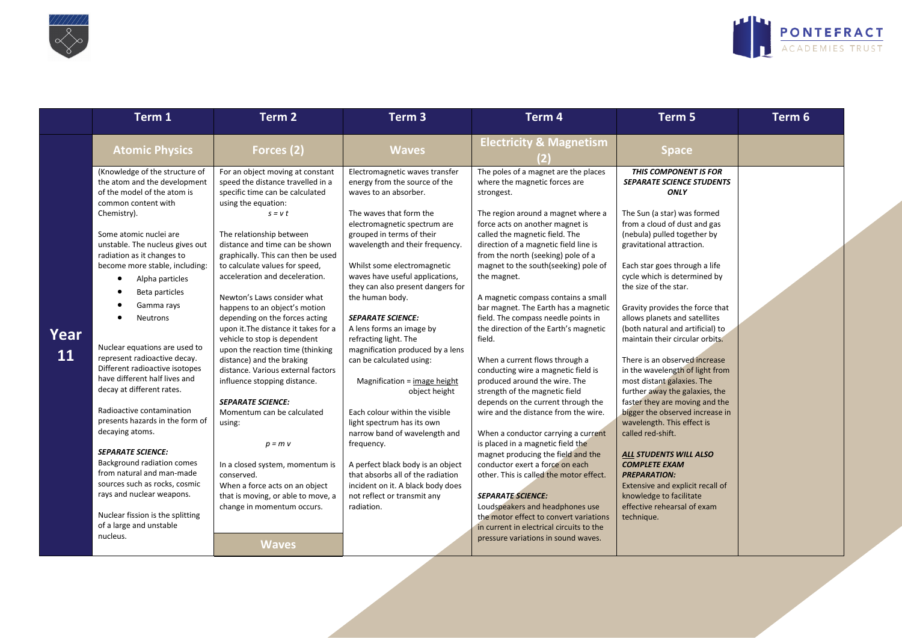| | Term 1 | Term 2 | Term 3 | Term 4 | Term 5 | Term 6 |
|---|---|---|---|---|---|---|
| **Year 11** | **Atomic Physics** | **Forces (2)** | **Waves** | **Electricity & Magnetism (2)** | **Space** | |
| | (Knowledge of the structure of the atom and the development of the model of the atom is common content with Chemistry).<br><br>Some atomic nuclei are unstable. The nucleus gives out radiation as it changes to become more stable, including:<br>• Alpha particles<br>• Beta particles<br>• Gamma rays<br>• Neutrons<br><br>Nuclear equations are used to represent radioactive decay. Different radioactive isotopes have different half lives and decay at different rates.<br><br>Radioactive contamination presents hazards in the form of decaying atoms.<br><br>***SEPARATE SCIENCE:***<br>Background radiation comes from natural and man-made sources such as rocks, cosmic rays and nuclear weapons.<br><br>Nuclear fission is the splitting of a large and unstable nucleus. | For an object moving at constant speed the distance travelled in a specific time can be calculated using the equation:<br>$s = v\,t$<br><br>The relationship between distance and time can be shown graphically. This can then be used to calculate values for speed, acceleration and deceleration.<br><br>Newton's Laws consider what happens to an object's motion depending on the forces acting upon it.The distance it takes for a vehicle to stop is dependent upon the reaction time (thinking distance) and the braking distance. Various external factors influence stopping distance.<br><br>***SEPARATE SCIENCE:***<br>Momentum can be calculated using:<br>$p = m\,v$<br><br>In a closed system, momentum is conserved.<br>When a force acts on an object that is moving, or able to move, a change in momentum occurs.<br><br>**Waves** | Electromagnetic waves transfer energy from the source of the waves to an absorber.<br><br>The waves that form the electromagnetic spectrum are grouped in terms of their wavelength and their frequency.<br><br>Whilst some electromagnetic waves have useful applications, they can also present dangers for the human body.<br><br>***SEPARATE SCIENCE:***<br>A lens forms an image by refracting light. The magnification produced by a lens can be calculated using:<br><br>$\text{Magnification} = \dfrac{\text{image height}}{\text{object height}}$<br><br>Each colour within the visible light spectrum has its own narrow band of wavelength and frequency.<br><br>A perfect black body is an object that absorbs all of the radiation incident on it. A black body does not reflect or transmit any radiation. | The poles of a magnet are the places where the magnetic forces are strongest.<br><br>The region around a magnet where a force acts on another magnet is called the magnetic field. The direction of a magnetic field line is from the north (seeking) pole of a magnet to the south(seeking) pole of the magnet.<br><br>A magnetic compass contains a small bar magnet. The Earth has a magnetic field. The compass needle points in the direction of the Earth's magnetic field.<br><br>When a current flows through a conducting wire a magnetic field is produced around the wire. The strength of the magnetic field depends on the current through the wire and the distance from the wire.<br><br>When a conductor carrying a current is placed in a magnetic field the magnet producing the field and the conductor exert a force on each other. This is called the motor effect.<br><br>***SEPARATE SCIENCE:***<br>Loudspeakers and headphones use the motor effect to convert variations in current in electrical circuits to the pressure variations in sound waves. | ***THIS COMPONENT IS FOR SEPARATE SCIENCE STUDENTS ONLY***<br><br>The Sun (a star) was formed from a cloud of dust and gas (nebula) pulled together by gravitational attraction.<br><br>Each star goes through a life cycle which is determined by the size of the star.<br><br>Gravity provides the force that allows planets and satellites (both natural and artificial) to maintain their circular orbits.<br><br>There is an observed increase in the wavelength of light from most distant galaxies. The further away the galaxies, the faster they are moving and the bigger the observed increase in wavelength. This effect is called red-shift.<br><br>***ALL STUDENTS WILL ALSO COMPLETE EXAM PREPARATION:***<br>Extensive and explicit recall of knowledge to facilitate effective rehearsal of exam technique. | |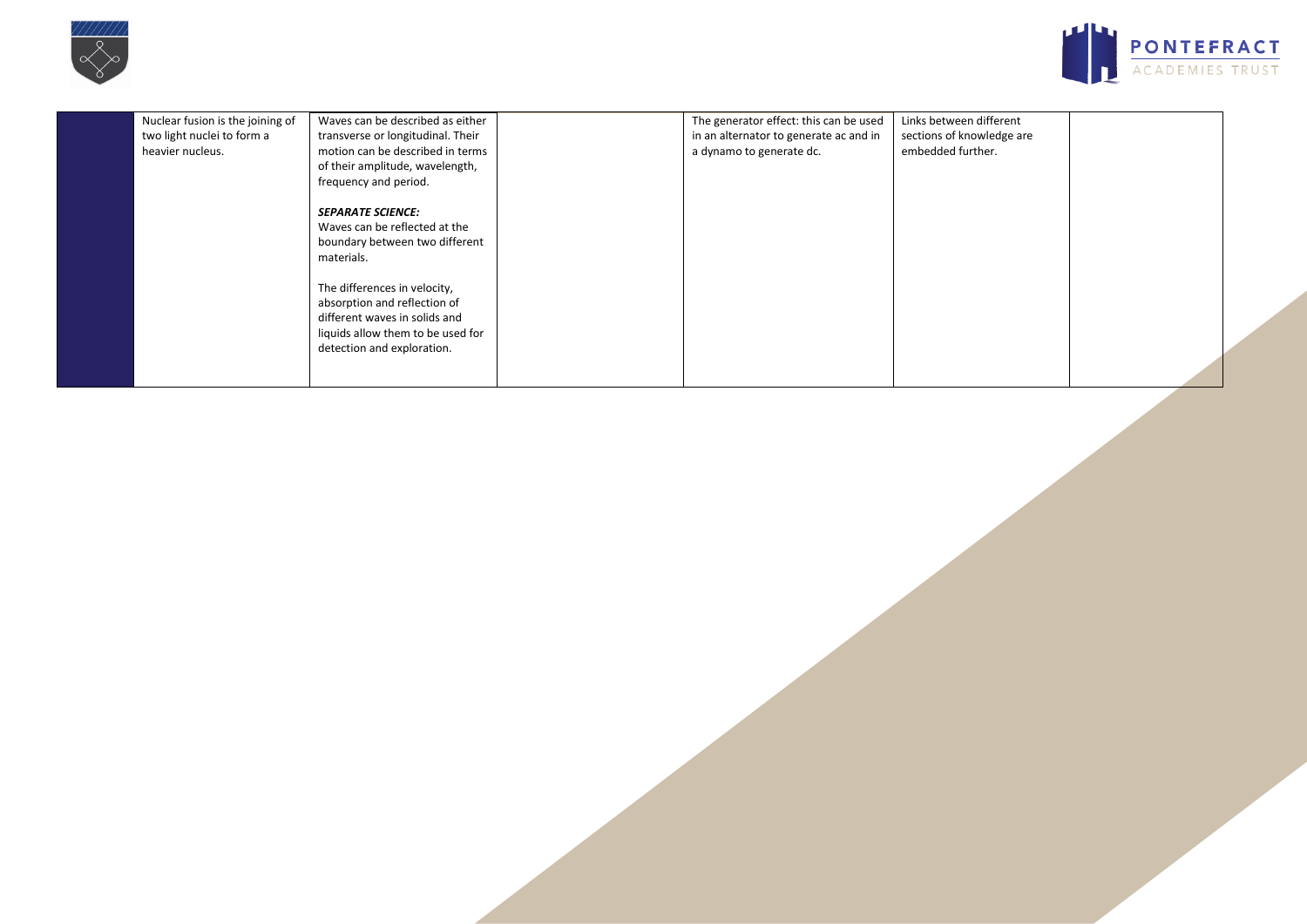| | | | | | | |
|---|---|---|---|---|---|---|
| | Nuclear fusion is the joining of two light nuclei to form a heavier nucleus. | Waves can be described as either transverse or longitudinal. Their motion can be described in terms of their amplitude, wavelength, frequency and period.<br><br>***SEPARATE SCIENCE:***<br>Waves can be reflected at the boundary between two different materials.<br><br>The differences in velocity, absorption and reflection of different waves in solids and liquids allow them to be used for detection and exploration. | | The generator effect: this can be used in an alternator to generate ac and in a dynamo to generate dc. | Links between different sections of knowledge are embedded further. | |